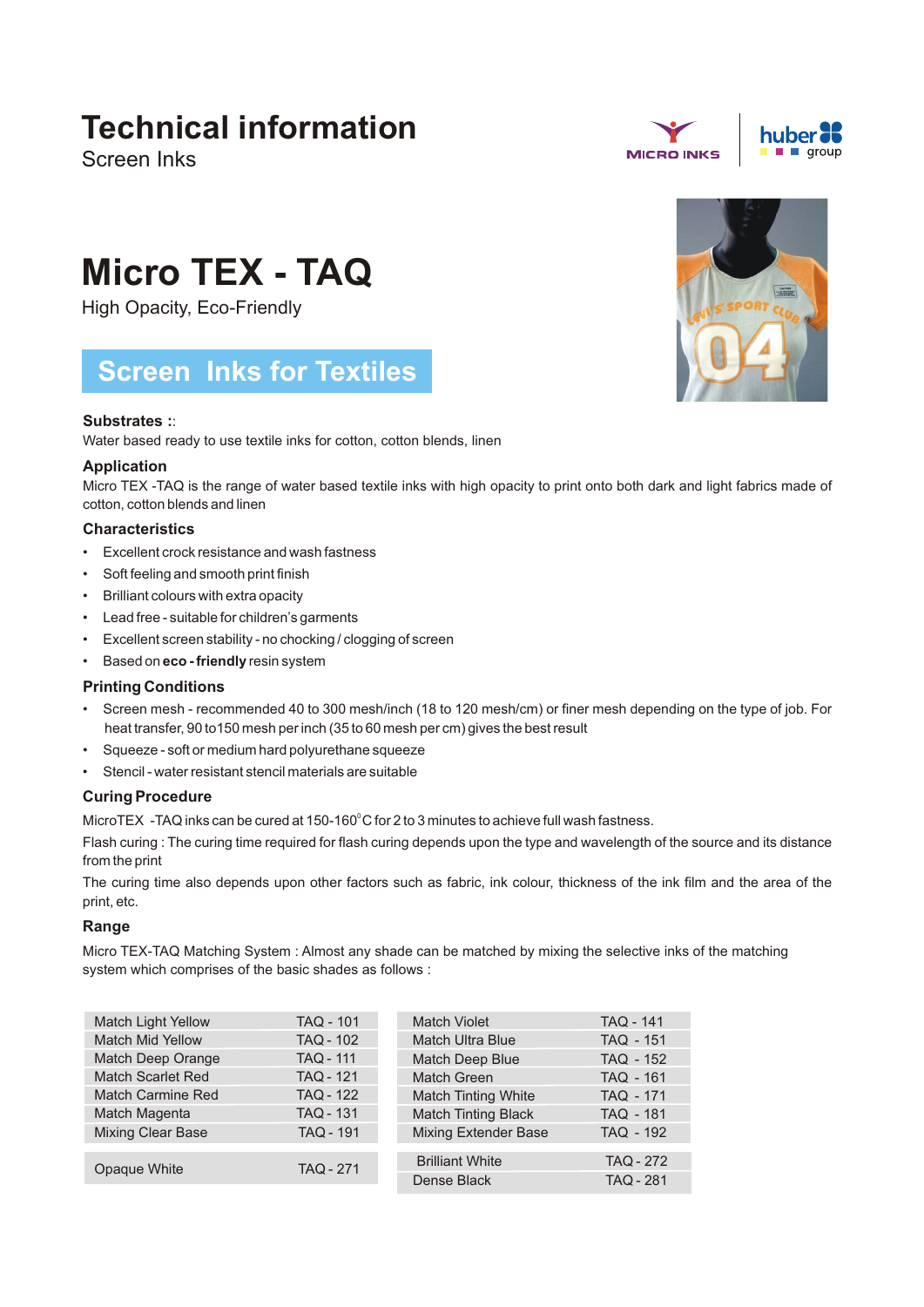# Technical information

Screen Inks

MICRO INKS | huber group

# Micro TEX - TAQ

High Opacity, Eco-Friendly

## Screen Inks for Textiles

### Substrates ::

Water based ready to use textile inks for cotton, cotton blends, linen

### Application

Micro TEX -TAQ is the range of water based textile inks with high opacity to print onto both dark and light fabrics made of cotton, cotton blends and linen

### Characteristics

- Excellent crock resistance and wash fastness
- Soft feeling and smooth print finish
- Brilliant colours with extra opacity
- Lead free - suitable for children's garments
- Excellent screen stability - no chocking / clogging of screen
- Based on **eco - friendly** resin system

### Printing Conditions

- Screen mesh - recommended 40 to 300 mesh/inch (18 to 120 mesh/cm) or finer mesh depending on the type of job. For heat transfer, 90 to150 mesh per inch (35 to 60 mesh per cm) gives the best result
- Squeeze - soft or medium hard polyurethane squeeze
- Stencil - water resistant stencil materials are suitable

### Curing Procedure

MicroTEX -TAQ inks can be cured at 150-160°C for 2 to 3 minutes to achieve full wash fastness.

Flash curing : The curing time required for flash curing depends upon the type and wavelength of the source and its distance from the print

The curing time also depends upon other factors such as fabric, ink colour, thickness of the ink film and the area of the print, etc.

### Range

Micro TEX-TAQ Matching System : Almost any shade can be matched by mixing the selective inks of the matching system which comprises of the basic shades as follows :

| Shade | Code | Shade | Code |
|---|---|---|---|
| Match Light Yellow | TAQ - 101 | Match Violet | TAQ - 141 |
| Match Mid Yellow | TAQ - 102 | Match Ultra Blue | TAQ - 151 |
| Match Deep Orange | TAQ - 111 | Match Deep Blue | TAQ - 152 |
| Match Scarlet Red | TAQ - 121 | Match Green | TAQ - 161 |
| Match Carmine Red | TAQ - 122 | Match Tinting White | TAQ - 171 |
| Match Magenta | TAQ - 131 | Match Tinting Black | TAQ - 181 |
| Mixing Clear Base | TAQ - 191 | Mixing Extender Base | TAQ - 192 |

| Shade | Code | Shade | Code |
|---|---|---|---|
| Opaque White | TAQ - 271 | Brilliant White | TAQ - 272 |
| | | Dense Black | TAQ - 281 |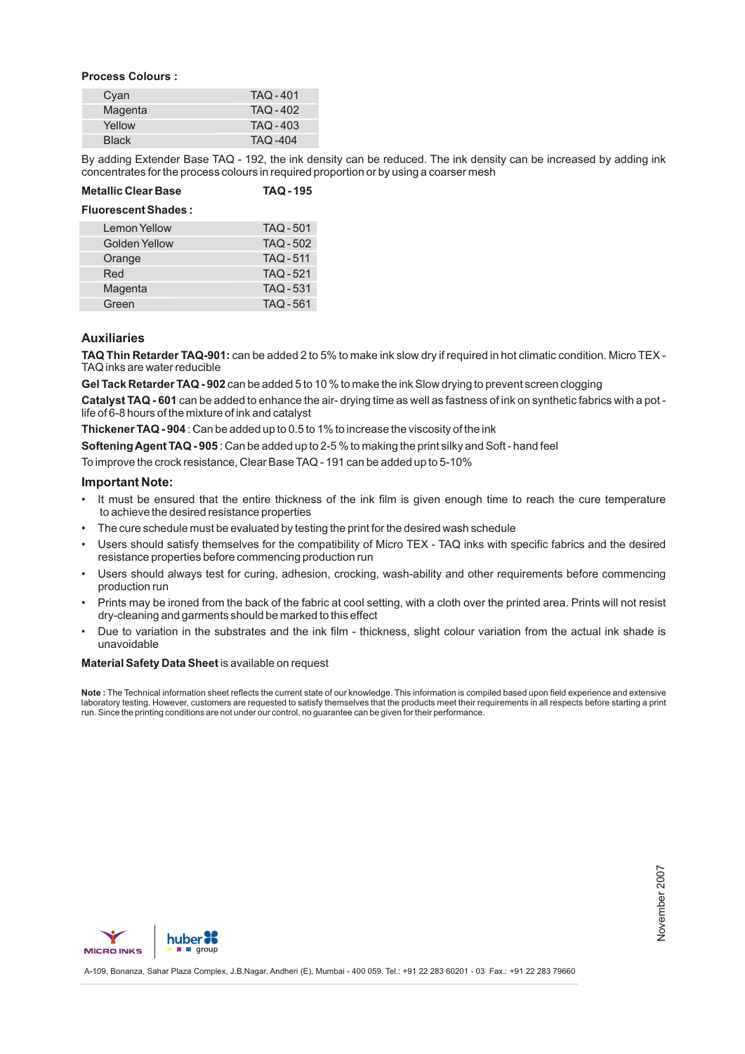**Process Colours :**

| | |
|---|---|
| Cyan | TAQ - 401 |
| Magenta | TAQ - 402 |
| Yellow | TAQ - 403 |
| Black | TAQ -404 |

By adding Extender Base TAQ - 192, the ink density can be reduced. The ink density can be increased by adding ink concentrates for the process colours in required proportion or by using a coarser mesh

**Metallic Clear Base** **TAQ - 195**

**Fluorescent Shades :**

| | |
|---|---|
| Lemon Yellow | TAQ - 501 |
| Golden Yellow | TAQ - 502 |
| Orange | TAQ - 511 |
| Red | TAQ - 521 |
| Magenta | TAQ - 531 |
| Green | TAQ - 561 |

## Auxiliaries

**TAQ Thin Retarder TAQ-901:** can be added 2 to 5% to make ink slow dry if required in hot climatic condition. Micro TEX - TAQ inks are water reducible

**Gel Tack Retarder TAQ - 902** can be added 5 to 10 % to make the ink Slow drying to prevent screen clogging

**Catalyst TAQ - 601** can be added to enhance the air- drying time as well as fastness of ink on synthetic fabrics with a pot - life of 6-8 hours of the mixture of ink and catalyst

**Thickener TAQ - 904** : Can be added up to 0.5 to 1% to increase the viscosity of the ink

**Softening Agent TAQ - 905** : Can be added up to 2-5 % to making the print silky and Soft - hand feel

To improve the crock resistance, Clear Base TAQ - 191 can be added up to 5-10%

## Important Note:

- It must be ensured that the entire thickness of the ink film is given enough time to reach the cure temperature to achieve the desired resistance properties
- The cure schedule must be evaluated by testing the print for the desired wash schedule
- Users should satisfy themselves for the compatibility of Micro TEX - TAQ inks with specific fabrics and the desired resistance properties before commencing production run
- Users should always test for curing, adhesion, crocking, wash-ability and other requirements before commencing production run
- Prints may be ironed from the back of the fabric at cool setting, with a cloth over the printed area. Prints will not resist dry-cleaning and garments should be marked to this effect
- Due to variation in the substrates and the ink film - thickness, slight colour variation from the actual ink shade is unavoidable

**Material Safety Data Sheet** is available on request

**Note :** The Technical information sheet reflects the current state of our knowledge. This information is compiled based upon field experience and extensive laboratory testing. However, customers are requested to satisfy themselves that the products meet their requirements in all respects before starting a print run. Since the printing conditions are not under our control, no guarantee can be given for their performance.

November 2007

MICRO INKS | huber group

A-109, Bonanza, Sahar Plaza Complex, J.B.Nagar, Andheri (E), Mumbai - 400 059. Tel.: +91 22 283 60201 - 03 Fax.: +91 22 283 79660